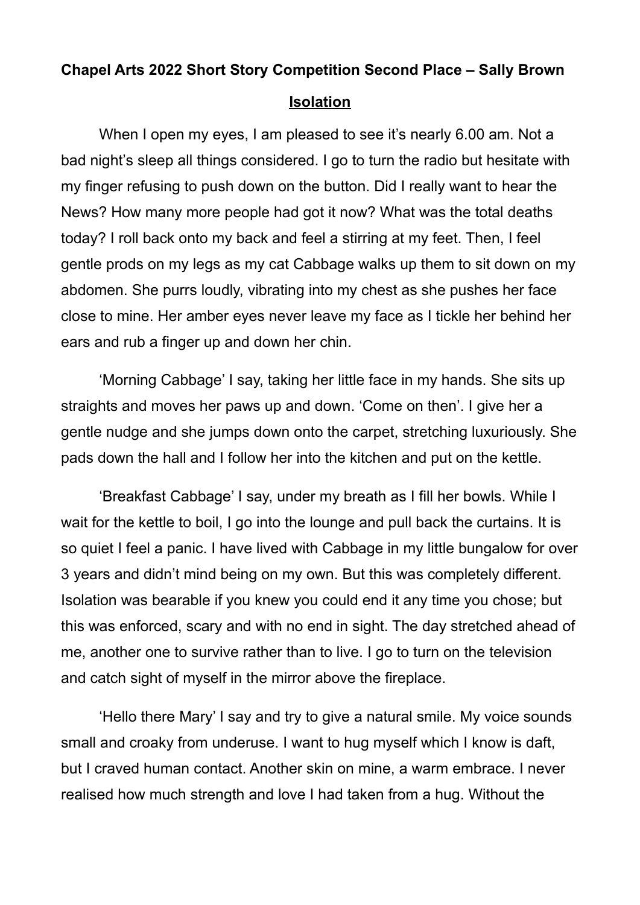**Chapel Arts 2022 Short Story Competition Second Place – Sally Brown**

## Isolation

When I open my eyes, I am pleased to see it's nearly 6.00 am. Not a bad night's sleep all things considered. I go to turn the radio but hesitate with my finger refusing to push down on the button. Did I really want to hear the News? How many more people had got it now? What was the total deaths today? I roll back onto my back and feel a stirring at my feet. Then, I feel gentle prods on my legs as my cat Cabbage walks up them to sit down on my abdomen. She purrs loudly, vibrating into my chest as she pushes her face close to mine. Her amber eyes never leave my face as I tickle her behind her ears and rub a finger up and down her chin.

'Morning Cabbage' I say, taking her little face in my hands. She sits up straights and moves her paws up and down. 'Come on then'. I give her a gentle nudge and she jumps down onto the carpet, stretching luxuriously. She pads down the hall and I follow her into the kitchen and put on the kettle.

'Breakfast Cabbage' I say, under my breath as I fill her bowls. While I wait for the kettle to boil, I go into the lounge and pull back the curtains. It is so quiet I feel a panic. I have lived with Cabbage in my little bungalow for over 3 years and didn't mind being on my own. But this was completely different. Isolation was bearable if you knew you could end it any time you chose; but this was enforced, scary and with no end in sight. The day stretched ahead of me, another one to survive rather than to live. I go to turn on the television and catch sight of myself in the mirror above the fireplace.

'Hello there Mary' I say and try to give a natural smile. My voice sounds small and croaky from underuse. I want to hug myself which I know is daft, but I craved human contact. Another skin on mine, a warm embrace. I never realised how much strength and love I had taken from a hug. Without the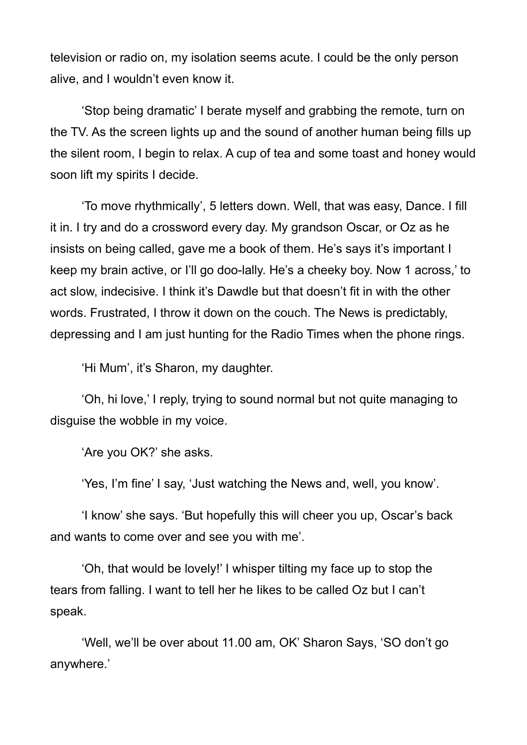television or radio on, my isolation seems acute. I could be the only person alive, and I wouldn't even know it.

'Stop being dramatic' I berate myself and grabbing the remote, turn on the TV. As the screen lights up and the sound of another human being fills up the silent room, I begin to relax. A cup of tea and some toast and honey would soon lift my spirits I decide.

'To move rhythmically', 5 letters down. Well, that was easy, Dance. I fill it in. I try and do a crossword every day. My grandson Oscar, or Oz as he insists on being called, gave me a book of them. He's says it's important I keep my brain active, or I'll go doo-lally. He's a cheeky boy. Now 1 across,' to act slow, indecisive. I think it's Dawdle but that doesn't fit in with the other words. Frustrated, I throw it down on the couch. The News is predictably, depressing and I am just hunting for the Radio Times when the phone rings.

'Hi Mum', it's Sharon, my daughter.

'Oh, hi love,' I reply, trying to sound normal but not quite managing to disguise the wobble in my voice.

'Are you OK?' she asks.

'Yes, I'm fine' I say, 'Just watching the News and, well, you know'.

'I know' she says. 'But hopefully this will cheer you up, Oscar's back and wants to come over and see you with me'.

'Oh, that would be lovely!' I whisper tilting my face up to stop the tears from falling. I want to tell her he likes to be called Oz but I can't speak.

'Well, we'll be over about 11.00 am, OK' Sharon Says, 'SO don't go anywhere.'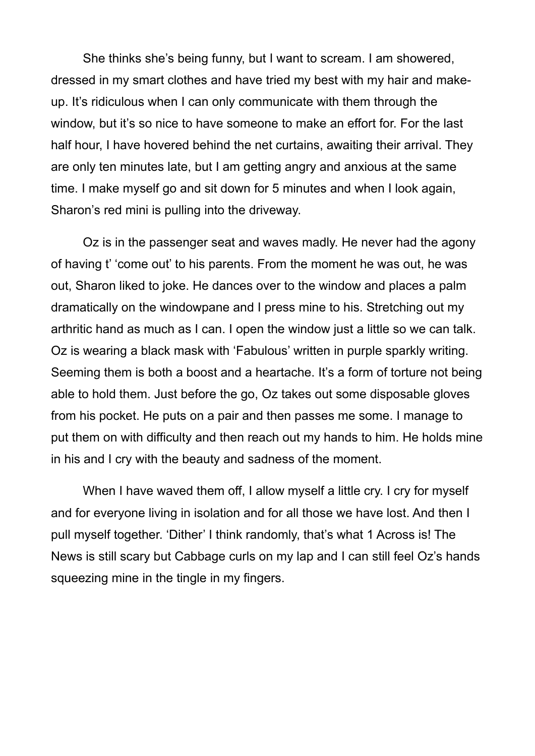She thinks she's being funny, but I want to scream. I am showered, dressed in my smart clothes and have tried my best with my hair and make-up. It's ridiculous when I can only communicate with them through the window, but it's so nice to have someone to make an effort for. For the last half hour, I have hovered behind the net curtains, awaiting their arrival. They are only ten minutes late, but I am getting angry and anxious at the same time. I make myself go and sit down for 5 minutes and when I look again, Sharon's red mini is pulling into the driveway.

Oz is in the passenger seat and waves madly. He never had the agony of having t' 'come out' to his parents. From the moment he was out, he was out, Sharon liked to joke. He dances over to the window and places a palm dramatically on the windowpane and I press mine to his. Stretching out my arthritic hand as much as I can. I open the window just a little so we can talk. Oz is wearing a black mask with 'Fabulous' written in purple sparkly writing. Seeming them is both a boost and a heartache. It's a form of torture not being able to hold them. Just before the go, Oz takes out some disposable gloves from his pocket. He puts on a pair and then passes me some. I manage to put them on with difficulty and then reach out my hands to him. He holds mine in his and I cry with the beauty and sadness of the moment.

When I have waved them off, I allow myself a little cry. I cry for myself and for everyone living in isolation and for all those we have lost. And then I pull myself together. 'Dither' I think randomly, that's what 1 Across is! The News is still scary but Cabbage curls on my lap and I can still feel Oz's hands squeezing mine in the tingle in my fingers.